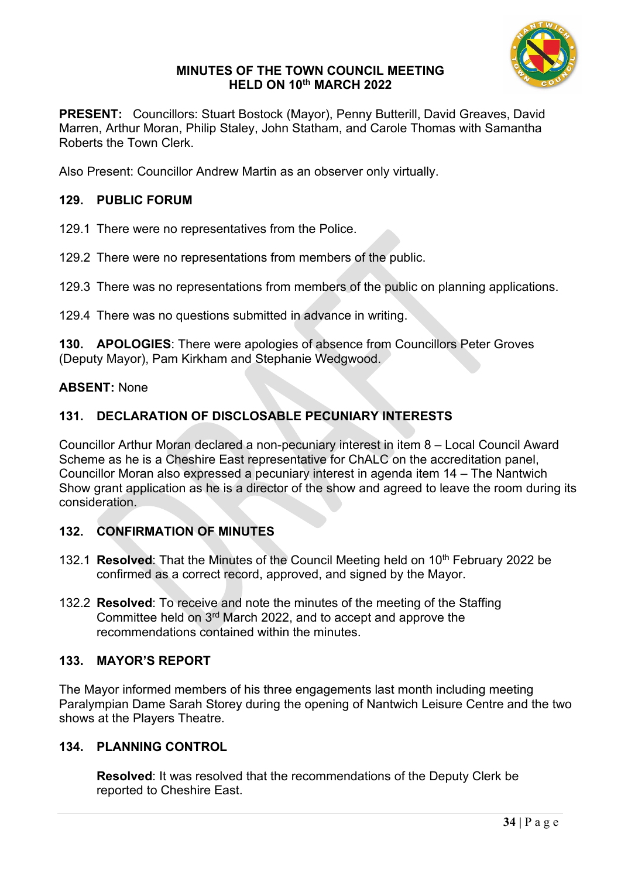# MINUTES OF THE TOWN COUNCIL MEETING HELD ON 10th MARCH 2022

**PRESENT:** Councillors: Stuart Bostock (Mayor), Penny Butterill, David Greaves, David Marren, Arthur Moran, Philip Staley, John Statham, and Carole Thomas with Samantha Roberts the Town Clerk.

Also Present: Councillor Andrew Martin as an observer only virtually.

## 129. PUBLIC FORUM

129.1 There were no representatives from the Police.

129.2 There were no representations from members of the public.

129.3 There was no representations from members of the public on planning applications.

129.4 There was no questions submitted in advance in writing.

**130. APOLOGIES**: There were apologies of absence from Councillors Peter Groves (Deputy Mayor), Pam Kirkham and Stephanie Wedgwood.

**ABSENT:** None

## 131. DECLARATION OF DISCLOSABLE PECUNIARY INTERESTS

Councillor Arthur Moran declared a non-pecuniary interest in item 8 – Local Council Award Scheme as he is a Cheshire East representative for ChALC on the accreditation panel, Councillor Moran also expressed a pecuniary interest in agenda item 14 – The Nantwich Show grant application as he is a director of the show and agreed to leave the room during its consideration.

## 132. CONFIRMATION OF MINUTES

132.1 **Resolved**: That the Minutes of the Council Meeting held on 10th February 2022 be confirmed as a correct record, approved, and signed by the Mayor.

132.2 **Resolved**: To receive and note the minutes of the meeting of the Staffing Committee held on 3rd March 2022, and to accept and approve the recommendations contained within the minutes.

## 133. MAYOR'S REPORT

The Mayor informed members of his three engagements last month including meeting Paralympian Dame Sarah Storey during the opening of Nantwich Leisure Centre and the two shows at the Players Theatre.

## 134. PLANNING CONTROL

**Resolved**: It was resolved that the recommendations of the Deputy Clerk be reported to Cheshire East.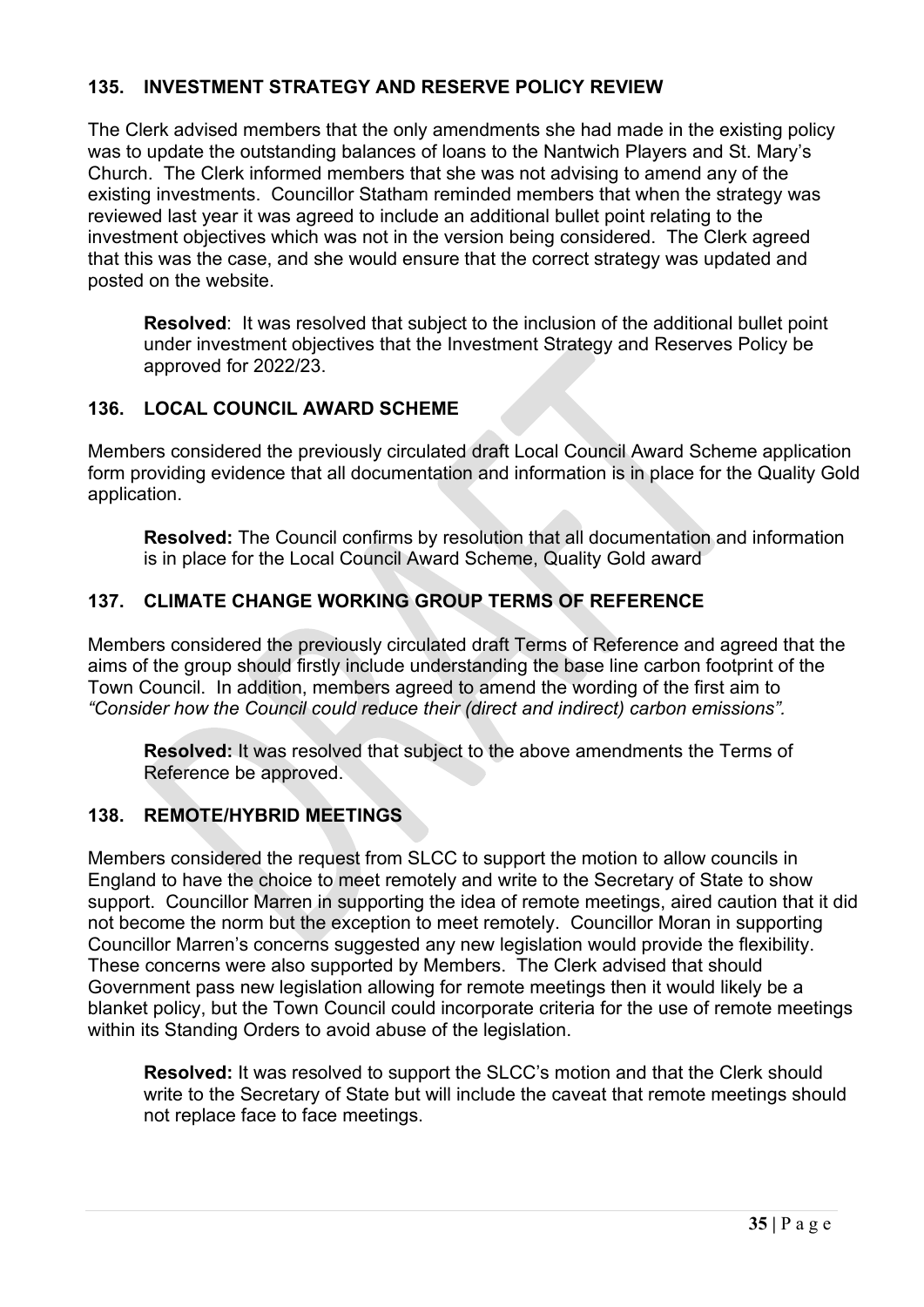## 135. INVESTMENT STRATEGY AND RESERVE POLICY REVIEW

The Clerk advised members that the only amendments she had made in the existing policy was to update the outstanding balances of loans to the Nantwich Players and St. Mary's Church. The Clerk informed members that she was not advising to amend any of the existing investments. Councillor Statham reminded members that when the strategy was reviewed last year it was agreed to include an additional bullet point relating to the investment objectives which was not in the version being considered. The Clerk agreed that this was the case, and she would ensure that the correct strategy was updated and posted on the website.

> **Resolved**: It was resolved that subject to the inclusion of the additional bullet point under investment objectives that the Investment Strategy and Reserves Policy be approved for 2022/23.

## 136. LOCAL COUNCIL AWARD SCHEME

Members considered the previously circulated draft Local Council Award Scheme application form providing evidence that all documentation and information is in place for the Quality Gold application.

> **Resolved:** The Council confirms by resolution that all documentation and information is in place for the Local Council Award Scheme, Quality Gold award

## 137. CLIMATE CHANGE WORKING GROUP TERMS OF REFERENCE

Members considered the previously circulated draft Terms of Reference and agreed that the aims of the group should firstly include understanding the base line carbon footprint of the Town Council. In addition, members agreed to amend the wording of the first aim to *"Consider how the Council could reduce their (direct and indirect) carbon emissions".*

> **Resolved:** It was resolved that subject to the above amendments the Terms of Reference be approved.

## 138. REMOTE/HYBRID MEETINGS

Members considered the request from SLCC to support the motion to allow councils in England to have the choice to meet remotely and write to the Secretary of State to show support. Councillor Marren in supporting the idea of remote meetings, aired caution that it did not become the norm but the exception to meet remotely. Councillor Moran in supporting Councillor Marren's concerns suggested any new legislation would provide the flexibility. These concerns were also supported by Members. The Clerk advised that should Government pass new legislation allowing for remote meetings then it would likely be a blanket policy, but the Town Council could incorporate criteria for the use of remote meetings within its Standing Orders to avoid abuse of the legislation.

> **Resolved:** It was resolved to support the SLCC's motion and that the Clerk should write to the Secretary of State but will include the caveat that remote meetings should not replace face to face meetings.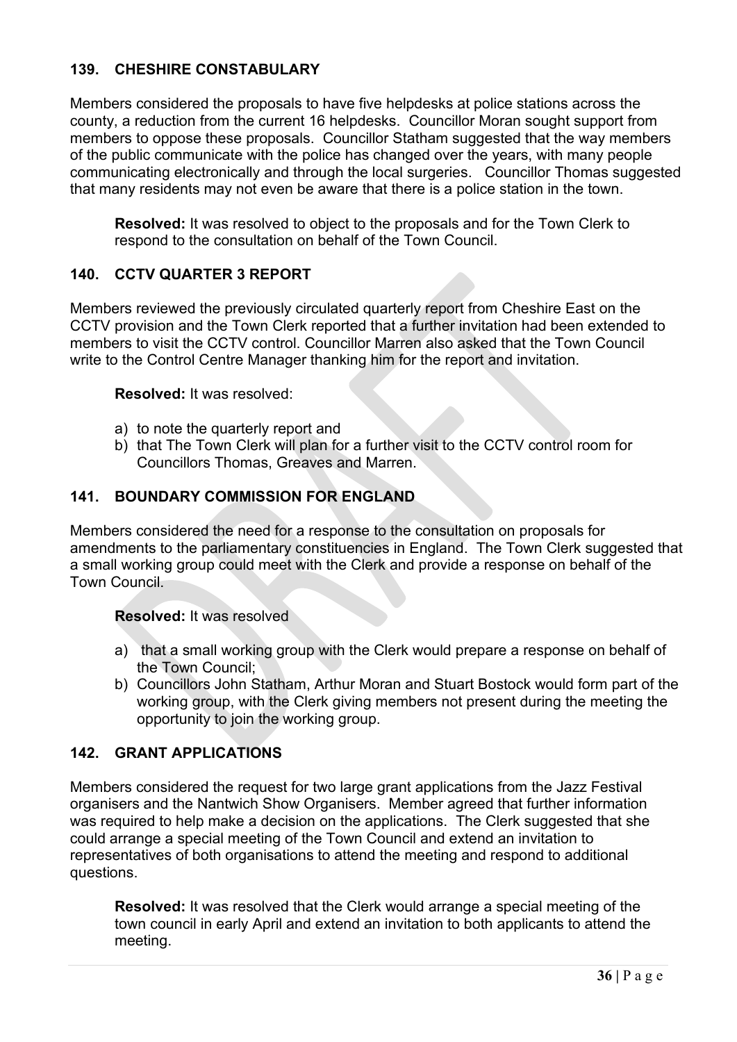## 139. CHESHIRE CONSTABULARY

Members considered the proposals to have five helpdesks at police stations across the county, a reduction from the current 16 helpdesks. Councillor Moran sought support from members to oppose these proposals. Councillor Statham suggested that the way members of the public communicate with the police has changed over the years, with many people communicating electronically and through the local surgeries. Councillor Thomas suggested that many residents may not even be aware that there is a police station in the town.

> **Resolved:** It was resolved to object to the proposals and for the Town Clerk to respond to the consultation on behalf of the Town Council.

## 140. CCTV QUARTER 3 REPORT

Members reviewed the previously circulated quarterly report from Cheshire East on the CCTV provision and the Town Clerk reported that a further invitation had been extended to members to visit the CCTV control. Councillor Marren also asked that the Town Council write to the Control Centre Manager thanking him for the report and invitation.

> **Resolved:** It was resolved:
>
> a) to note the quarterly report and
> b) that The Town Clerk will plan for a further visit to the CCTV control room for Councillors Thomas, Greaves and Marren.

## 141. BOUNDARY COMMISSION FOR ENGLAND

Members considered the need for a response to the consultation on proposals for amendments to the parliamentary constituencies in England. The Town Clerk suggested that a small working group could meet with the Clerk and provide a response on behalf of the Town Council.

> **Resolved:** It was resolved
>
> a) that a small working group with the Clerk would prepare a response on behalf of the Town Council;
> b) Councillors John Statham, Arthur Moran and Stuart Bostock would form part of the working group, with the Clerk giving members not present during the meeting the opportunity to join the working group.

## 142. GRANT APPLICATIONS

Members considered the request for two large grant applications from the Jazz Festival organisers and the Nantwich Show Organisers. Member agreed that further information was required to help make a decision on the applications. The Clerk suggested that she could arrange a special meeting of the Town Council and extend an invitation to representatives of both organisations to attend the meeting and respond to additional questions.

> **Resolved:** It was resolved that the Clerk would arrange a special meeting of the town council in early April and extend an invitation to both applicants to attend the meeting.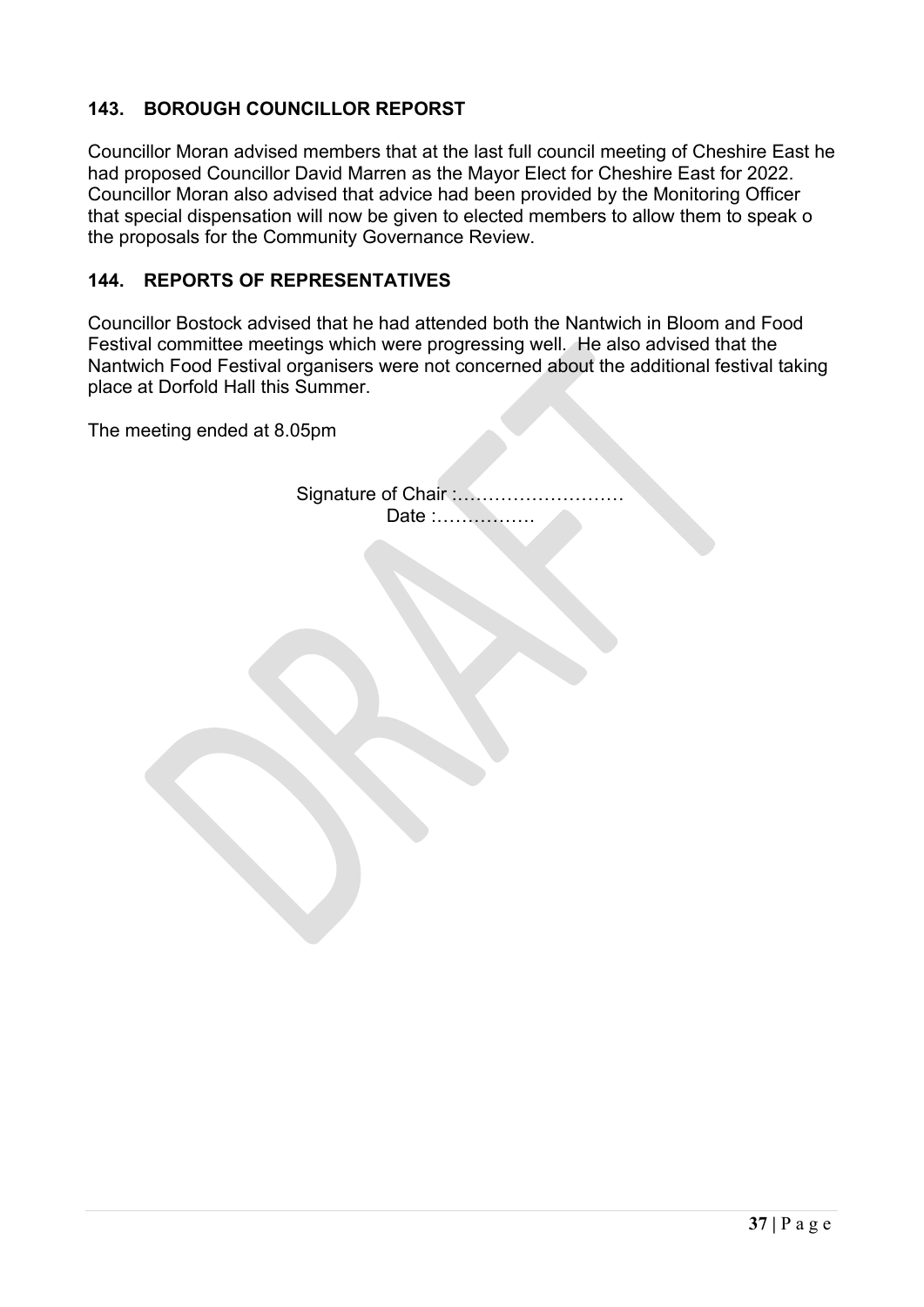## 143. BOROUGH COUNCILLOR REPORST

Councillor Moran advised members that at the last full council meeting of Cheshire East he had proposed Councillor David Marren as the Mayor Elect for Cheshire East for 2022. Councillor Moran also advised that advice had been provided by the Monitoring Officer that special dispensation will now be given to elected members to allow them to speak o the proposals for the Community Governance Review.

## 144. REPORTS OF REPRESENTATIVES

Councillor Bostock advised that he had attended both the Nantwich in Bloom and Food Festival committee meetings which were progressing well. He also advised that the Nantwich Food Festival organisers were not concerned about the additional festival taking place at Dorfold Hall this Summer.

The meeting ended at 8.05pm

Signature of Chair :………………………
Date :…………….